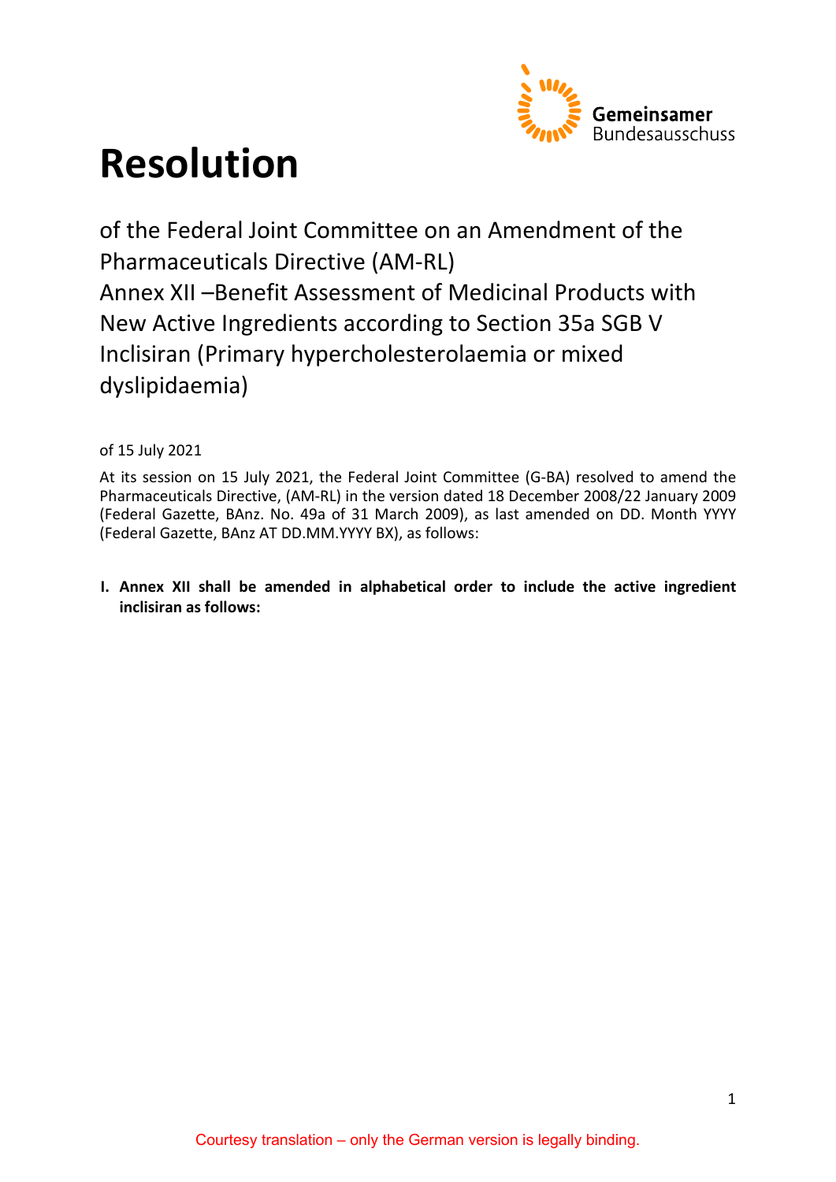# Resolution

of the Federal Joint Committee on an Amendment of the Pharmaceuticals Directive (AM-RL)
Annex XII –Benefit Assessment of Medicinal Products with New Active Ingredients according to Section 35a SGB V
Inclisiran (Primary hypercholesterolaemia or mixed dyslipidaemia)

of 15 July 2021

At its session on 15 July 2021, the Federal Joint Committee (G-BA) resolved to amend the Pharmaceuticals Directive, (AM-RL) in the version dated 18 December 2008/22 January 2009 (Federal Gazette, BAnz. No. 49a of 31 March 2009), as last amended on DD. Month YYYY (Federal Gazette, BAnz AT DD.MM.YYYY BX), as follows:

**I. Annex XII shall be amended in alphabetical order to include the active ingredient inclisiran as follows:**

Courtesy translation – only the German version is legally binding.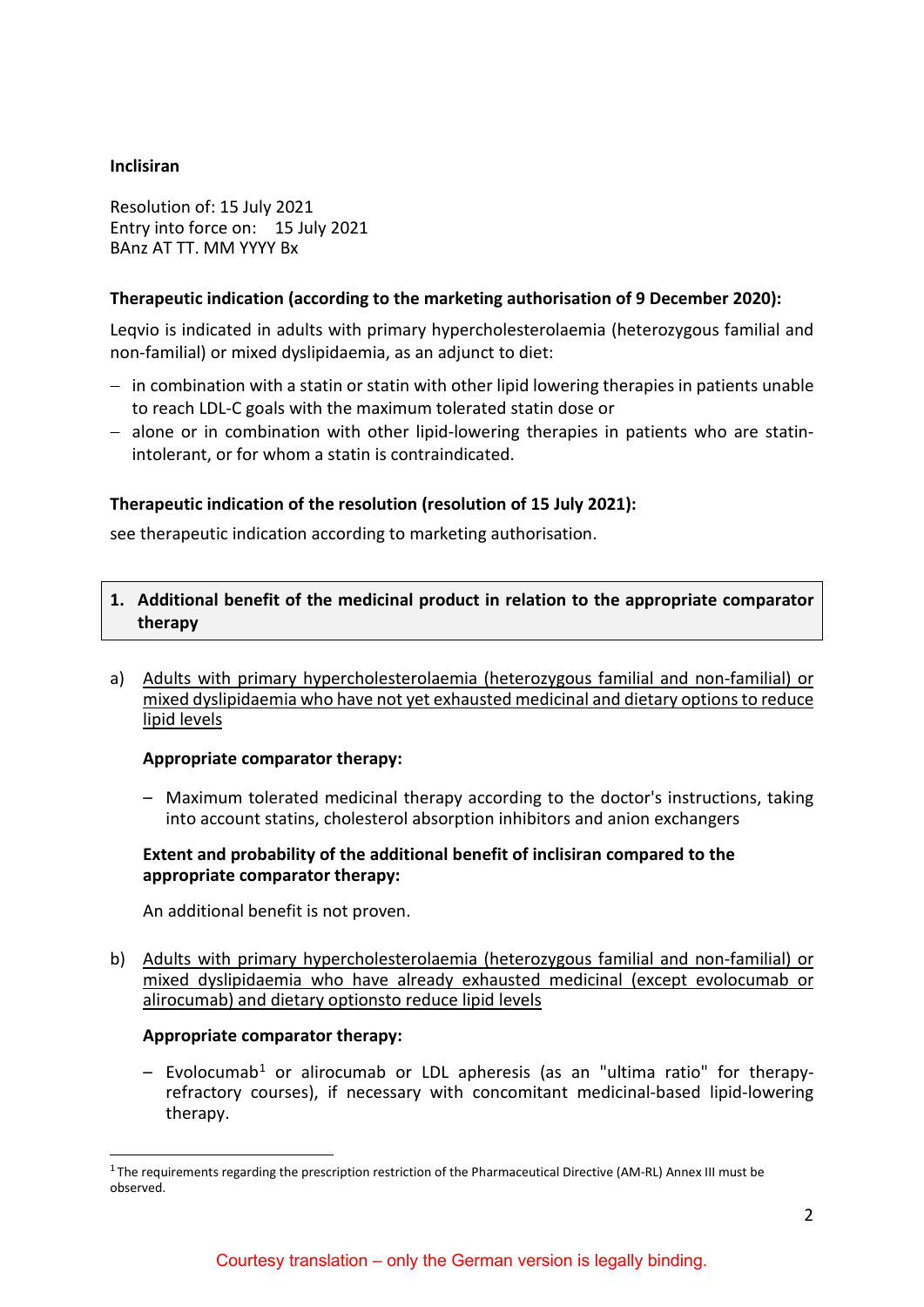**Inclisiran**

Resolution of: 15 July 2021
Entry into force on: 15 July 2021
BAnz AT TT. MM YYYY Bx

**Therapeutic indication (according to the marketing authorisation of 9 December 2020):**

Leqvio is indicated in adults with primary hypercholesterolaemia (heterozygous familial and non-familial) or mixed dyslipidaemia, as an adjunct to diet:

- in combination with a statin or statin with other lipid lowering therapies in patients unable to reach LDL-C goals with the maximum tolerated statin dose or
- alone or in combination with other lipid-lowering therapies in patients who are statin-intolerant, or for whom a statin is contraindicated.

**Therapeutic indication of the resolution (resolution of 15 July 2021):**

see therapeutic indication according to marketing authorisation.

## 1. Additional benefit of the medicinal product in relation to the appropriate comparator therapy

a) Adults with primary hypercholesterolaemia (heterozygous familial and non-familial) or mixed dyslipidaemia who have not yet exhausted medicinal and dietary options to reduce lipid levels

**Appropriate comparator therapy:**

- Maximum tolerated medicinal therapy according to the doctor's instructions, taking into account statins, cholesterol absorption inhibitors and anion exchangers

**Extent and probability of the additional benefit of inclisiran compared to the appropriate comparator therapy:**

An additional benefit is not proven.

b) Adults with primary hypercholesterolaemia (heterozygous familial and non-familial) or mixed dyslipidaemia who have already exhausted medicinal (except evolocumab or alirocumab) and dietary optionsto reduce lipid levels

**Appropriate comparator therapy:**

- Evolocumab[1] or alirocumab or LDL apheresis (as an "ultima ratio" for therapy-refractory courses), if necessary with concomitant medicinal-based lipid-lowering therapy.

[1] The requirements regarding the prescription restriction of the Pharmaceutical Directive (AM-RL) Annex III must be observed.

Courtesy translation – only the German version is legally binding.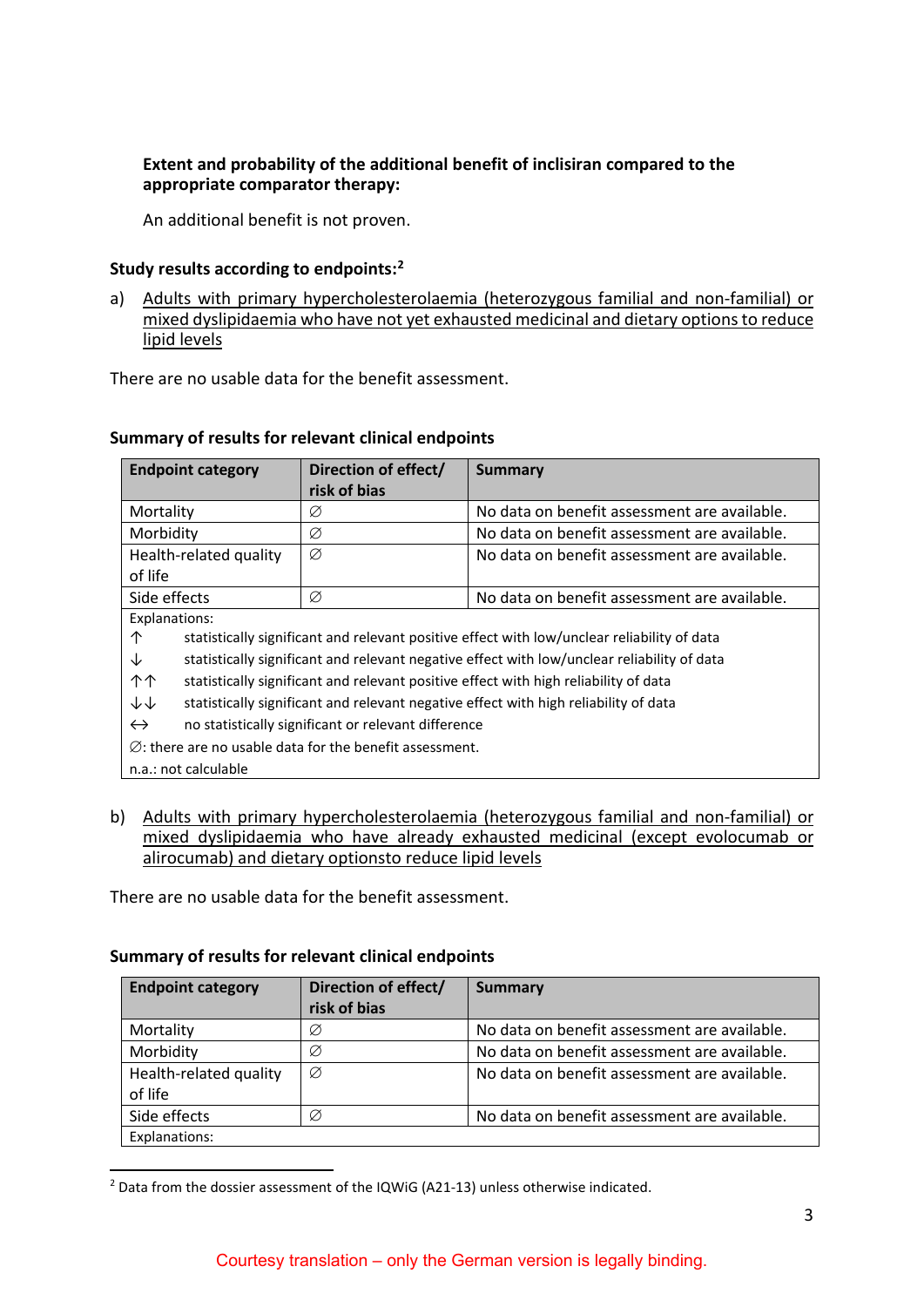**Extent and probability of the additional benefit of inclisiran compared to the appropriate comparator therapy:**

An additional benefit is not proven.

**Study results according to endpoints:**[2]

a) Adults with primary hypercholesterolaemia (heterozygous familial and non-familial) or mixed dyslipidaemia who have not yet exhausted medicinal and dietary options to reduce lipid levels

There are no usable data for the benefit assessment.

**Summary of results for relevant clinical endpoints**

| Endpoint category | Direction of effect/ risk of bias | Summary |
|---|---|---|
| Mortality | ∅ | No data on benefit assessment are available. |
| Morbidity | ∅ | No data on benefit assessment are available. |
| Health-related quality of life | ∅ | No data on benefit assessment are available. |
| Side effects | ∅ | No data on benefit assessment are available. |

Explanations:
↑ statistically significant and relevant positive effect with low/unclear reliability of data
↓ statistically significant and relevant negative effect with low/unclear reliability of data
↑↑ statistically significant and relevant positive effect with high reliability of data
↓↓ statistically significant and relevant negative effect with high reliability of data
↔ no statistically significant or relevant difference
∅: there are no usable data for the benefit assessment.
n.a.: not calculable

b) Adults with primary hypercholesterolaemia (heterozygous familial and non-familial) or mixed dyslipidaemia who have already exhausted medicinal (except evolocumab or alirocumab) and dietary optionsto reduce lipid levels

There are no usable data for the benefit assessment.

**Summary of results for relevant clinical endpoints**

| Endpoint category | Direction of effect/ risk of bias | Summary |
|---|---|---|
| Mortality | ∅ | No data on benefit assessment are available. |
| Morbidity | ∅ | No data on benefit assessment are available. |
| Health-related quality of life | ∅ | No data on benefit assessment are available. |
| Side effects | ∅ | No data on benefit assessment are available. |

Explanations:

[2] Data from the dossier assessment of the IQWiG (A21-13) unless otherwise indicated.

Courtesy translation – only the German version is legally binding.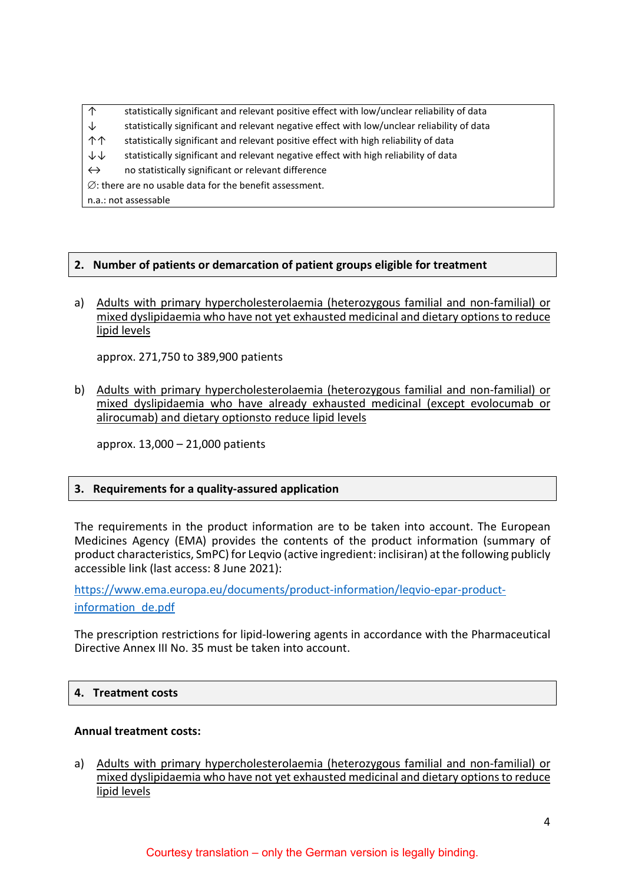| | |
|---|---|
| ↑ | statistically significant and relevant positive effect with low/unclear reliability of data |
| ↓ | statistically significant and relevant negative effect with low/unclear reliability of data |
| ↑↑ | statistically significant and relevant positive effect with high reliability of data |
| ↓↓ | statistically significant and relevant negative effect with high reliability of data |
| ↔ | no statistically significant or relevant difference |
| ∅: there are no usable data for the benefit assessment. | |
| n.a.: not assessable | |

## 2. Number of patients or demarcation of patient groups eligible for treatment

a) Adults with primary hypercholesterolaemia (heterozygous familial and non-familial) or mixed dyslipidaemia who have not yet exhausted medicinal and dietary options to reduce lipid levels

approx. 271,750 to 389,900 patients

b) Adults with primary hypercholesterolaemia (heterozygous familial and non-familial) or mixed dyslipidaemia who have already exhausted medicinal (except evolocumab or alirocumab) and dietary optionsto reduce lipid levels

approx. 13,000 – 21,000 patients

## 3. Requirements for a quality-assured application

The requirements in the product information are to be taken into account. The European Medicines Agency (EMA) provides the contents of the product information (summary of product characteristics, SmPC) for Leqvio (active ingredient: inclisiran) at the following publicly accessible link (last access: 8 June 2021):

https://www.ema.europa.eu/documents/product-information/leqvio-epar-product-information_de.pdf

The prescription restrictions for lipid-lowering agents in accordance with the Pharmaceutical Directive Annex III No. 35 must be taken into account.

## 4. Treatment costs

**Annual treatment costs:**

a) Adults with primary hypercholesterolaemia (heterozygous familial and non-familial) or mixed dyslipidaemia who have not yet exhausted medicinal and dietary options to reduce lipid levels

Courtesy translation – only the German version is legally binding.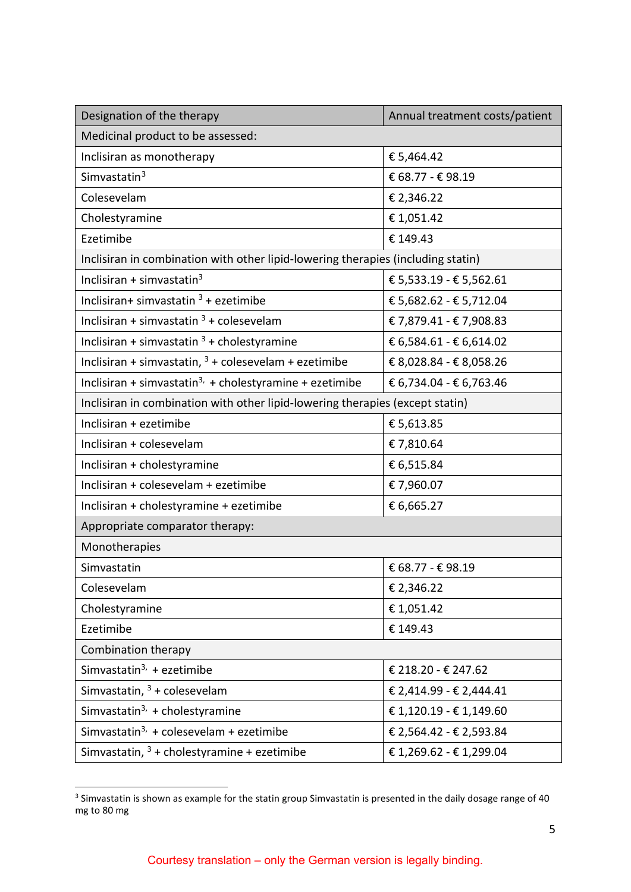| Designation of the therapy | Annual treatment costs/patient |
| --- | --- |
| Medicinal product to be assessed: | |
| Inclisiran as monotherapy | € 5,464.42 |
| Simvastatin[3] | € 68.77 - € 98.19 |
| Colesevelam | € 2,346.22 |
| Cholestyramine | € 1,051.42 |
| Ezetimibe | € 149.43 |
| Inclisiran in combination with other lipid-lowering therapies (including statin) | |
| Inclisiran + simvastatin[3] | € 5,533.19 - € 5,562.61 |
| Inclisiran+ simvastatin [3] + ezetimibe | € 5,682.62 - € 5,712.04 |
| Inclisiran + simvastatin [3] + colesevelam | € 7,879.41 - € 7,908.83 |
| Inclisiran + simvastatin [3] + cholestyramine | € 6,584.61 - € 6,614.02 |
| Inclisiran + simvastatin, [3] + colesevelam + ezetimibe | € 8,028.84 - € 8,058.26 |
| Inclisiran + simvastatin[3], + cholestyramine + ezetimibe | € 6,734.04 - € 6,763.46 |
| Inclisiran in combination with other lipid-lowering therapies (except statin) | |
| Inclisiran + ezetimibe | € 5,613.85 |
| Inclisiran + colesevelam | € 7,810.64 |
| Inclisiran + cholestyramine | € 6,515.84 |
| Inclisiran + colesevelam + ezetimibe | € 7,960.07 |
| Inclisiran + cholestyramine + ezetimibe | € 6,665.27 |
| Appropriate comparator therapy: | |
| Monotherapies | |
| Simvastatin | € 68.77 - € 98.19 |
| Colesevelam | € 2,346.22 |
| Cholestyramine | € 1,051.42 |
| Ezetimibe | € 149.43 |
| Combination therapy | |
| Simvastatin[3], + ezetimibe | € 218.20 - € 247.62 |
| Simvastatin, [3] + colesevelam | € 2,414.99 - € 2,444.41 |
| Simvastatin[3], + cholestyramine | € 1,120.19 - € 1,149.60 |
| Simvastatin[3], + colesevelam + ezetimibe | € 2,564.42 - € 2,593.84 |
| Simvastatin, [3] + cholestyramine + ezetimibe | € 1,269.62 - € 1,299.04 |

[3] Simvastatin is shown as example for the statin group Simvastatin is presented in the daily dosage range of 40 mg to 80 mg

Courtesy translation – only the German version is legally binding.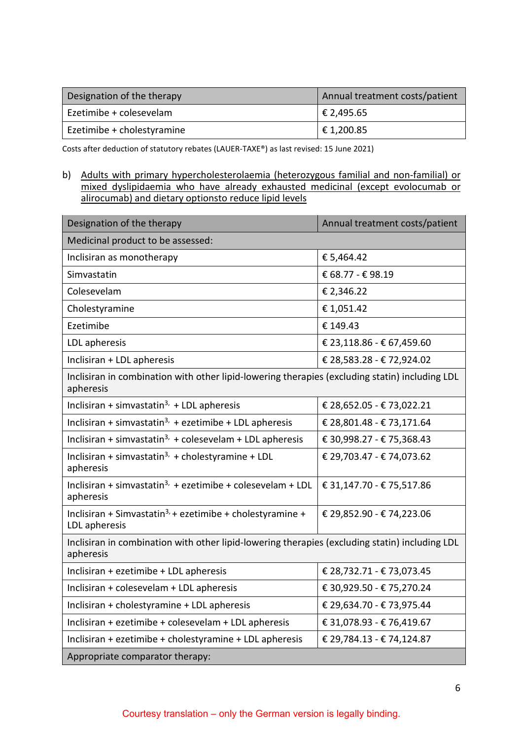| Designation of the therapy | Annual treatment costs/patient |
|---|---|
| Ezetimibe + colesevelam | € 2,495.65 |
| Ezetimibe + cholestyramine | € 1,200.85 |

Costs after deduction of statutory rebates (LAUER-TAXE®) as last revised: 15 June 2021)

b) Adults with primary hypercholesterolaemia (heterozygous familial and non-familial) or mixed dyslipidaemia who have already exhausted medicinal (except evolocumab or alirocumab) and dietary optionsto reduce lipid levels

| Designation of the therapy | Annual treatment costs/patient |
|---|---|
| Medicinal product to be assessed: | |
| Inclisiran as monotherapy | € 5,464.42 |
| Simvastatin | € 68.77 - € 98.19 |
| Colesevelam | € 2,346.22 |
| Cholestyramine | € 1,051.42 |
| Ezetimibe | € 149.43 |
| LDL apheresis | € 23,118.86 - € 67,459.60 |
| Inclisiran + LDL apheresis | € 28,583.28 - € 72,924.02 |
| Inclisiran in combination with other lipid-lowering therapies (excluding statin) including LDL apheresis | |
| Inclisiran + simvastatin[3,] + LDL apheresis | € 28,652.05 - € 73,022.21 |
| Inclisiran + simvastatin[3,] + ezetimibe + LDL apheresis | € 28,801.48 - € 73,171.64 |
| Inclisiran + simvastatin[3,] + colesevelam + LDL apheresis | € 30,998.27 - € 75,368.43 |
| Inclisiran + simvastatin[3,] + cholestyramine + LDL apheresis | € 29,703.47 - € 74,073.62 |
| Inclisiran + simvastatin[3,] + ezetimibe + colesevelam + LDL apheresis | € 31,147.70 - € 75,517.86 |
| Inclisiran + Simvastatin[3,] + ezetimibe + cholestyramine + LDL apheresis | € 29,852.90 - € 74,223.06 |
| Inclisiran in combination with other lipid-lowering therapies (excluding statin) including LDL apheresis | |
| Inclisiran + ezetimibe + LDL apheresis | € 28,732.71 - € 73,073.45 |
| Inclisiran + colesevelam + LDL apheresis | € 30,929.50 - € 75,270.24 |
| Inclisiran + cholestyramine + LDL apheresis | € 29,634.70 - € 73,975.44 |
| Inclisiran + ezetimibe + colesevelam + LDL apheresis | € 31,078.93 - € 76,419.67 |
| Inclisiran + ezetimibe + cholestyramine + LDL apheresis | € 29,784.13 - € 74,124.87 |
| Appropriate comparator therapy: | |

Courtesy translation – only the German version is legally binding.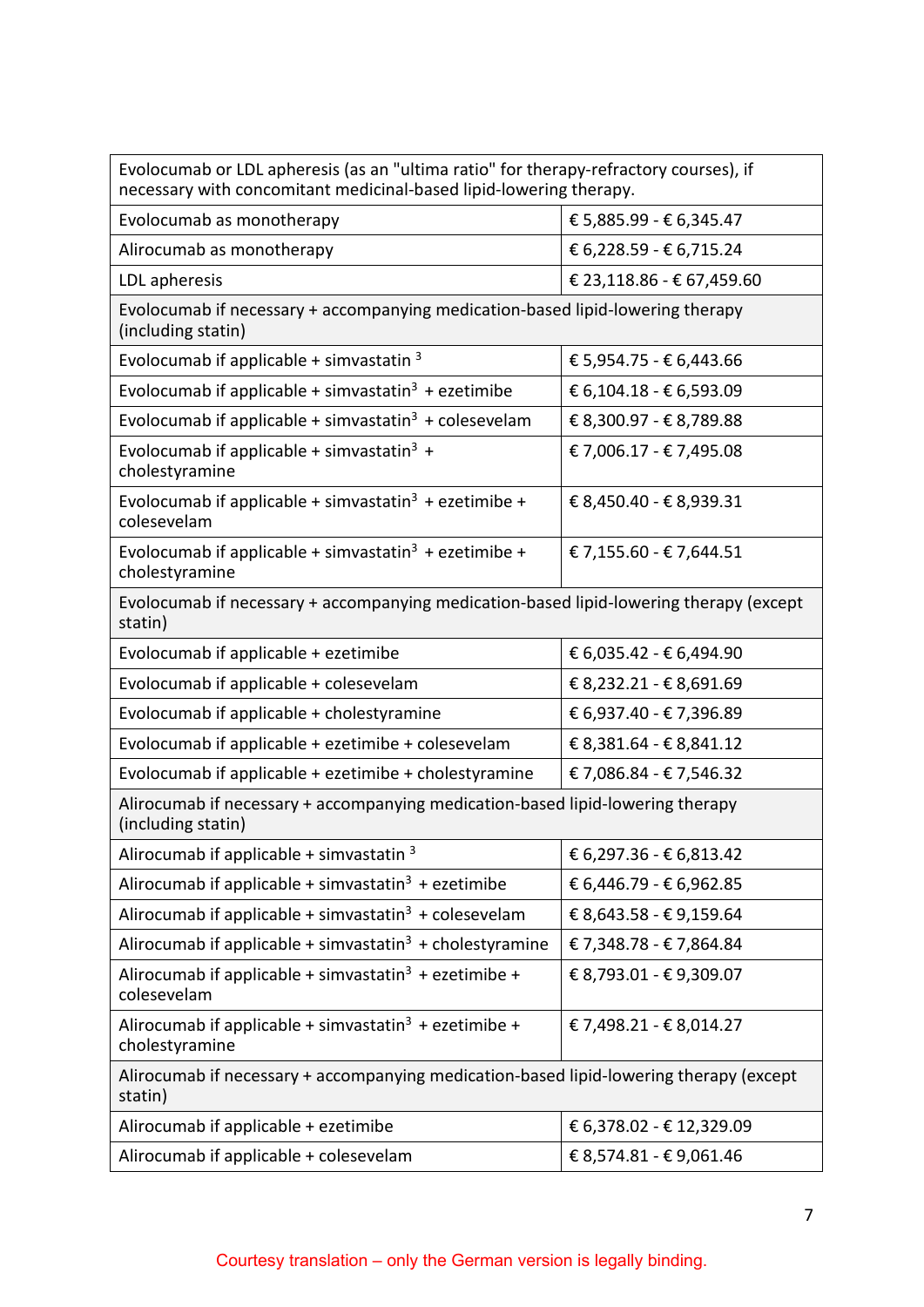| Evolocumab or LDL apheresis (as an "ultima ratio" for therapy-refractory courses), if necessary with concomitant medicinal-based lipid-lowering therapy. | |
|---|---|
| Evolocumab as monotherapy | € 5,885.99 - € 6,345.47 |
| Alirocumab as monotherapy | € 6,228.59 - € 6,715.24 |
| LDL apheresis | € 23,118.86 - € 67,459.60 |
| Evolocumab if necessary + accompanying medication-based lipid-lowering therapy (including statin) | |
| Evolocumab if applicable + simvastatin [3] | € 5,954.75 - € 6,443.66 |
| Evolocumab if applicable + simvastatin[3] + ezetimibe | € 6,104.18 - € 6,593.09 |
| Evolocumab if applicable + simvastatin[3] + colesevelam | € 8,300.97 - € 8,789.88 |
| Evolocumab if applicable + simvastatin[3] + cholestyramine | € 7,006.17 - € 7,495.08 |
| Evolocumab if applicable + simvastatin[3] + ezetimibe + colesevelam | € 8,450.40 - € 8,939.31 |
| Evolocumab if applicable + simvastatin[3] + ezetimibe + cholestyramine | € 7,155.60 - € 7,644.51 |
| Evolocumab if necessary + accompanying medication-based lipid-lowering therapy (except statin) | |
| Evolocumab if applicable + ezetimibe | € 6,035.42 - € 6,494.90 |
| Evolocumab if applicable + colesevelam | € 8,232.21 - € 8,691.69 |
| Evolocumab if applicable + cholestyramine | € 6,937.40 - € 7,396.89 |
| Evolocumab if applicable + ezetimibe + colesevelam | € 8,381.64 - € 8,841.12 |
| Evolocumab if applicable + ezetimibe + cholestyramine | € 7,086.84 - € 7,546.32 |
| Alirocumab if necessary + accompanying medication-based lipid-lowering therapy (including statin) | |
| Alirocumab if applicable + simvastatin [3] | € 6,297.36 - € 6,813.42 |
| Alirocumab if applicable + simvastatin[3] + ezetimibe | € 6,446.79 - € 6,962.85 |
| Alirocumab if applicable + simvastatin[3] + colesevelam | € 8,643.58 - € 9,159.64 |
| Alirocumab if applicable + simvastatin[3] + cholestyramine | € 7,348.78 - € 7,864.84 |
| Alirocumab if applicable + simvastatin[3] + ezetimibe + colesevelam | € 8,793.01 - € 9,309.07 |
| Alirocumab if applicable + simvastatin[3] + ezetimibe + cholestyramine | € 7,498.21 - € 8,014.27 |
| Alirocumab if necessary + accompanying medication-based lipid-lowering therapy (except statin) | |
| Alirocumab if applicable + ezetimibe | € 6,378.02 - € 12,329.09 |
| Alirocumab if applicable + colesevelam | € 8,574.81 - € 9,061.46 |

Courtesy translation – only the German version is legally binding.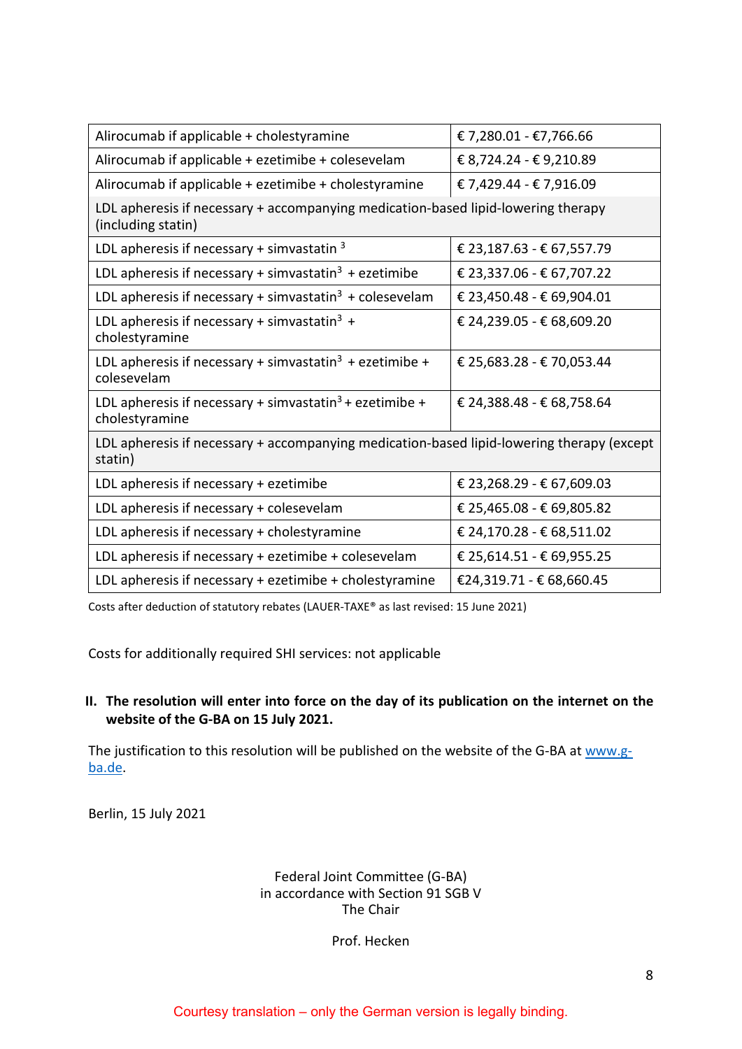| | |
|---|---|
| Alirocumab if applicable + cholestyramine | € 7,280.01 - €7,766.66 |
| Alirocumab if applicable + ezetimibe + colesevelam | € 8,724.24 - € 9,210.89 |
| Alirocumab if applicable + ezetimibe + cholestyramine | € 7,429.44 - € 7,916.09 |
| LDL apheresis if necessary + accompanying medication-based lipid-lowering therapy (including statin) | |
| LDL apheresis if necessary + simvastatin [3] | € 23,187.63 - € 67,557.79 |
| LDL apheresis if necessary + simvastatin[3] + ezetimibe | € 23,337.06 - € 67,707.22 |
| LDL apheresis if necessary + simvastatin[3] + colesevelam | € 23,450.48 - € 69,904.01 |
| LDL apheresis if necessary + simvastatin[3] + cholestyramine | € 24,239.05 - € 68,609.20 |
| LDL apheresis if necessary + simvastatin[3] + ezetimibe + colesevelam | € 25,683.28 - € 70,053.44 |
| LDL apheresis if necessary + simvastatin[3] + ezetimibe + cholestyramine | € 24,388.48 - € 68,758.64 |
| LDL apheresis if necessary + accompanying medication-based lipid-lowering therapy (except statin) | |
| LDL apheresis if necessary + ezetimibe | € 23,268.29 - € 67,609.03 |
| LDL apheresis if necessary + colesevelam | € 25,465.08 - € 69,805.82 |
| LDL apheresis if necessary + cholestyramine | € 24,170.28 - € 68,511.02 |
| LDL apheresis if necessary + ezetimibe + colesevelam | € 25,614.51 - € 69,955.25 |
| LDL apheresis if necessary + ezetimibe + cholestyramine | €24,319.71 - € 68,660.45 |

Costs after deduction of statutory rebates (LAUER-TAXE® as last revised: 15 June 2021)

Costs for additionally required SHI services: not applicable

**II. The resolution will enter into force on the day of its publication on the internet on the website of the G-BA on 15 July 2021.**

The justification to this resolution will be published on the website of the G-BA at www.g-ba.de.

Berlin, 15 July 2021

Federal Joint Committee (G-BA)
in accordance with Section 91 SGB V
The Chair

Prof. Hecken

Courtesy translation – only the German version is legally binding.